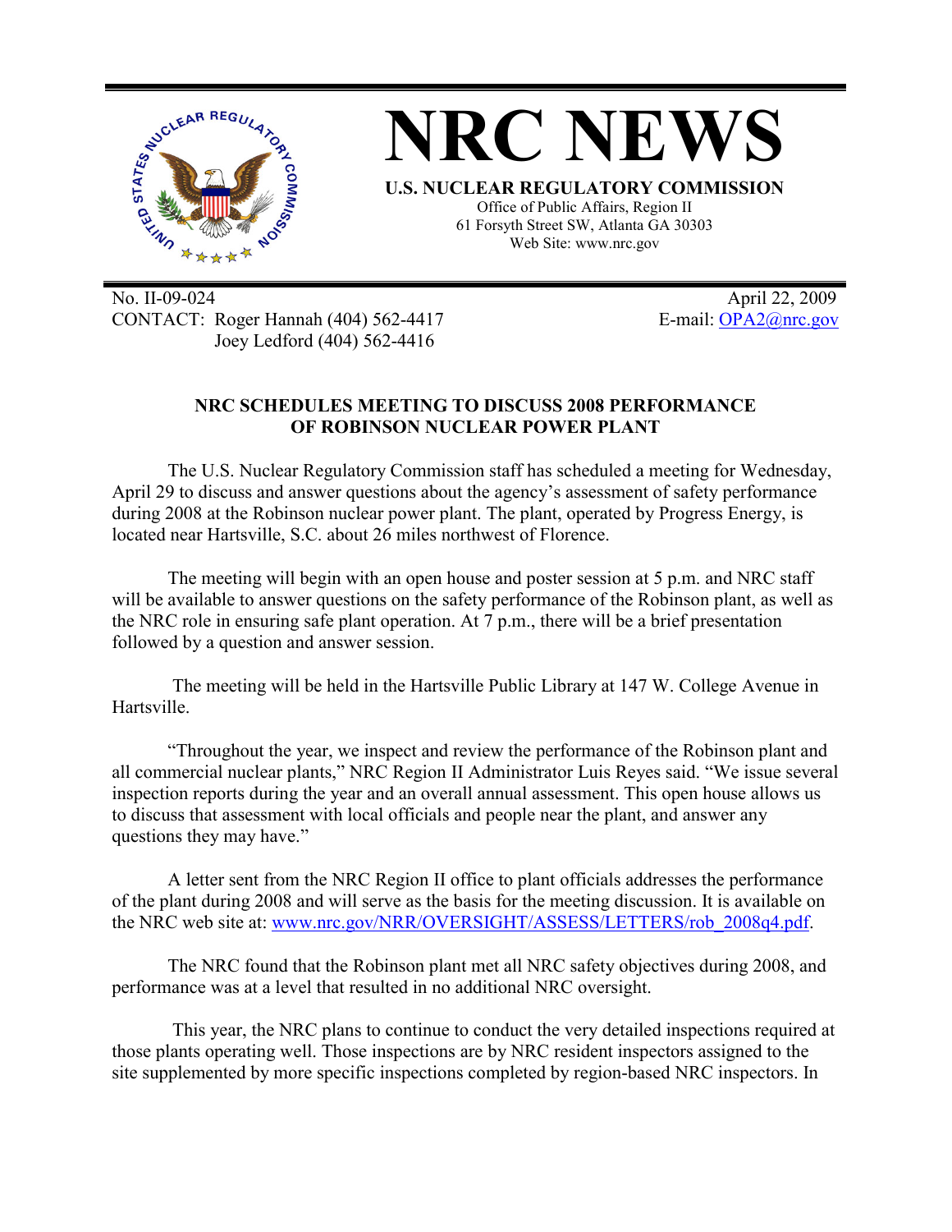# NRC NEWS

**U.S. NUCLEAR REGULATORY COMMISSION**

Office of Public Affairs, Region II
61 Forsyth Street SW, Atlanta GA 30303
Web Site: www.nrc.gov

No. II-09-024
CONTACT: Roger Hannah (404) 562-4417
Joey Ledford (404) 562-4416

April 22, 2009
E-mail: OPA2@nrc.gov

## NRC SCHEDULES MEETING TO DISCUSS 2008 PERFORMANCE OF ROBINSON NUCLEAR POWER PLANT

The U.S. Nuclear Regulatory Commission staff has scheduled a meeting for Wednesday, April 29 to discuss and answer questions about the agency's assessment of safety performance during 2008 at the Robinson nuclear power plant. The plant, operated by Progress Energy, is located near Hartsville, S.C. about 26 miles northwest of Florence.

The meeting will begin with an open house and poster session at 5 p.m. and NRC staff will be available to answer questions on the safety performance of the Robinson plant, as well as the NRC role in ensuring safe plant operation. At 7 p.m., there will be a brief presentation followed by a question and answer session.

The meeting will be held in the Hartsville Public Library at 147 W. College Avenue in Hartsville.

"Throughout the year, we inspect and review the performance of the Robinson plant and all commercial nuclear plants," NRC Region II Administrator Luis Reyes said. "We issue several inspection reports during the year and an overall annual assessment. This open house allows us to discuss that assessment with local officials and people near the plant, and answer any questions they may have."

A letter sent from the NRC Region II office to plant officials addresses the performance of the plant during 2008 and will serve as the basis for the meeting discussion. It is available on the NRC web site at: www.nrc.gov/NRR/OVERSIGHT/ASSESS/LETTERS/rob_2008q4.pdf.

The NRC found that the Robinson plant met all NRC safety objectives during 2008, and performance was at a level that resulted in no additional NRC oversight.

This year, the NRC plans to continue to conduct the very detailed inspections required at those plants operating well. Those inspections are by NRC resident inspectors assigned to the site supplemented by more specific inspections completed by region-based NRC inspectors. In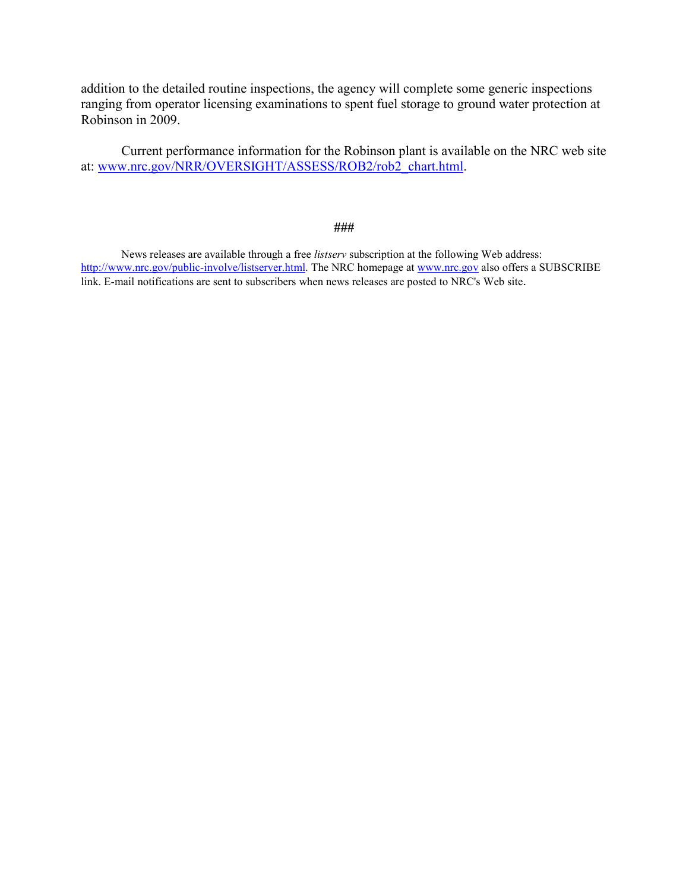addition to the detailed routine inspections, the agency will complete some generic inspections ranging from operator licensing examinations to spent fuel storage to ground water protection at Robinson in 2009.

Current performance information for the Robinson plant is available on the NRC web site at: [www.nrc.gov/NRR/OVERSIGHT/ASSESS/ROB2/rob2_chart.html](http://www.nrc.gov/NRR/OVERSIGHT/ASSESS/ROB2/rob2_chart.html).

###

News releases are available through a free *listserv* subscription at the following Web address: [http://www.nrc.gov/public-involve/listserver.html](http://www.nrc.gov/public-involve/listserver.html). The NRC homepage at [www.nrc.gov](http://www.nrc.gov) also offers a SUBSCRIBE link. E-mail notifications are sent to subscribers when news releases are posted to NRC's Web site.